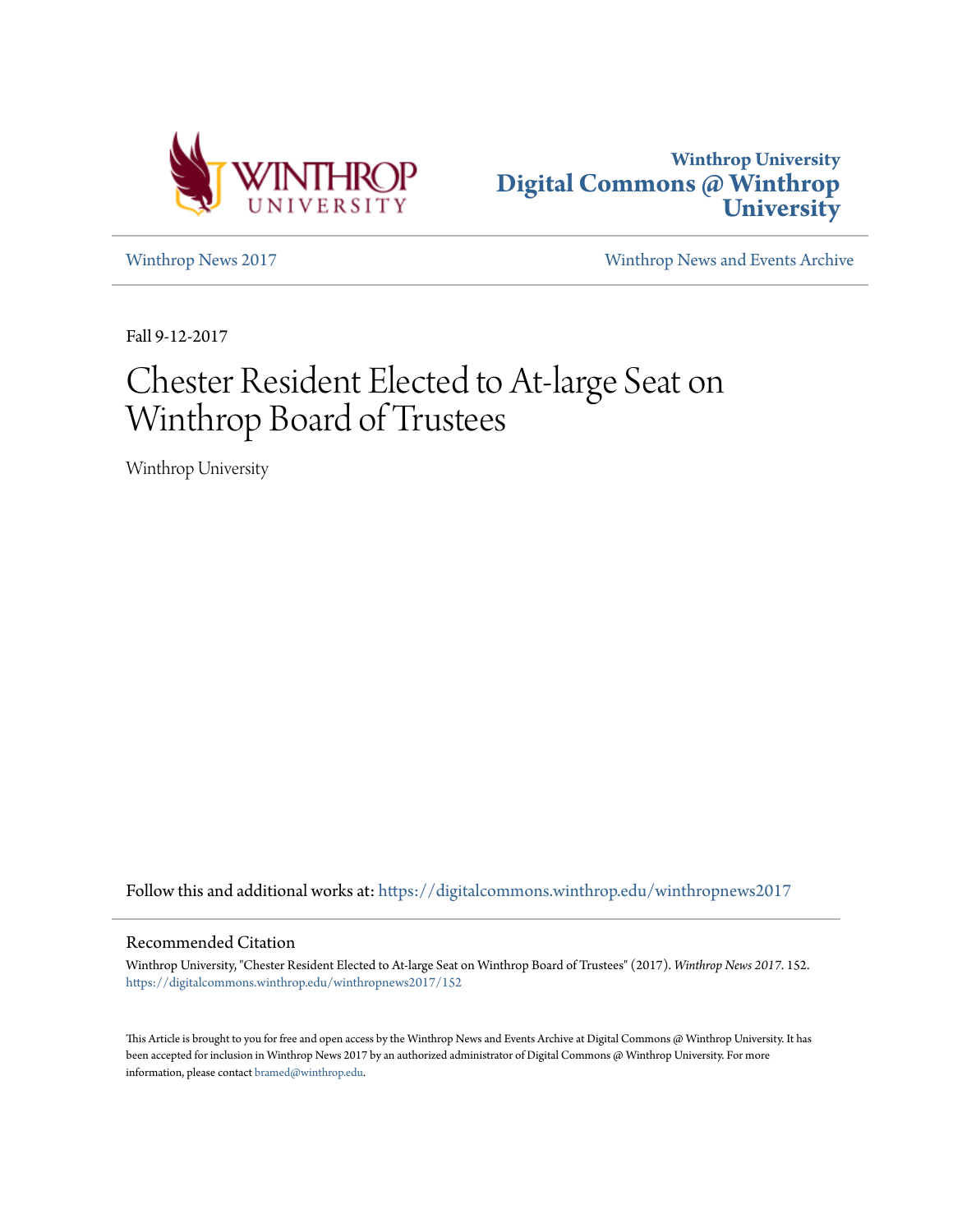Winthrop University
Digital Commons @ Winthrop University

Winthrop News 2017

Winthrop News and Events Archive

Fall 9-12-2017

# Chester Resident Elected to At-large Seat on Winthrop Board of Trustees

Winthrop University

Follow this and additional works at: https://digitalcommons.winthrop.edu/winthropnews2017

## Recommended Citation

Winthrop University, "Chester Resident Elected to At-large Seat on Winthrop Board of Trustees" (2017). *Winthrop News 2017*. 152.
https://digitalcommons.winthrop.edu/winthropnews2017/152

This Article is brought to you for free and open access by the Winthrop News and Events Archive at Digital Commons @ Winthrop University. It has been accepted for inclusion in Winthrop News 2017 by an authorized administrator of Digital Commons @ Winthrop University. For more information, please contact bramed@winthrop.edu.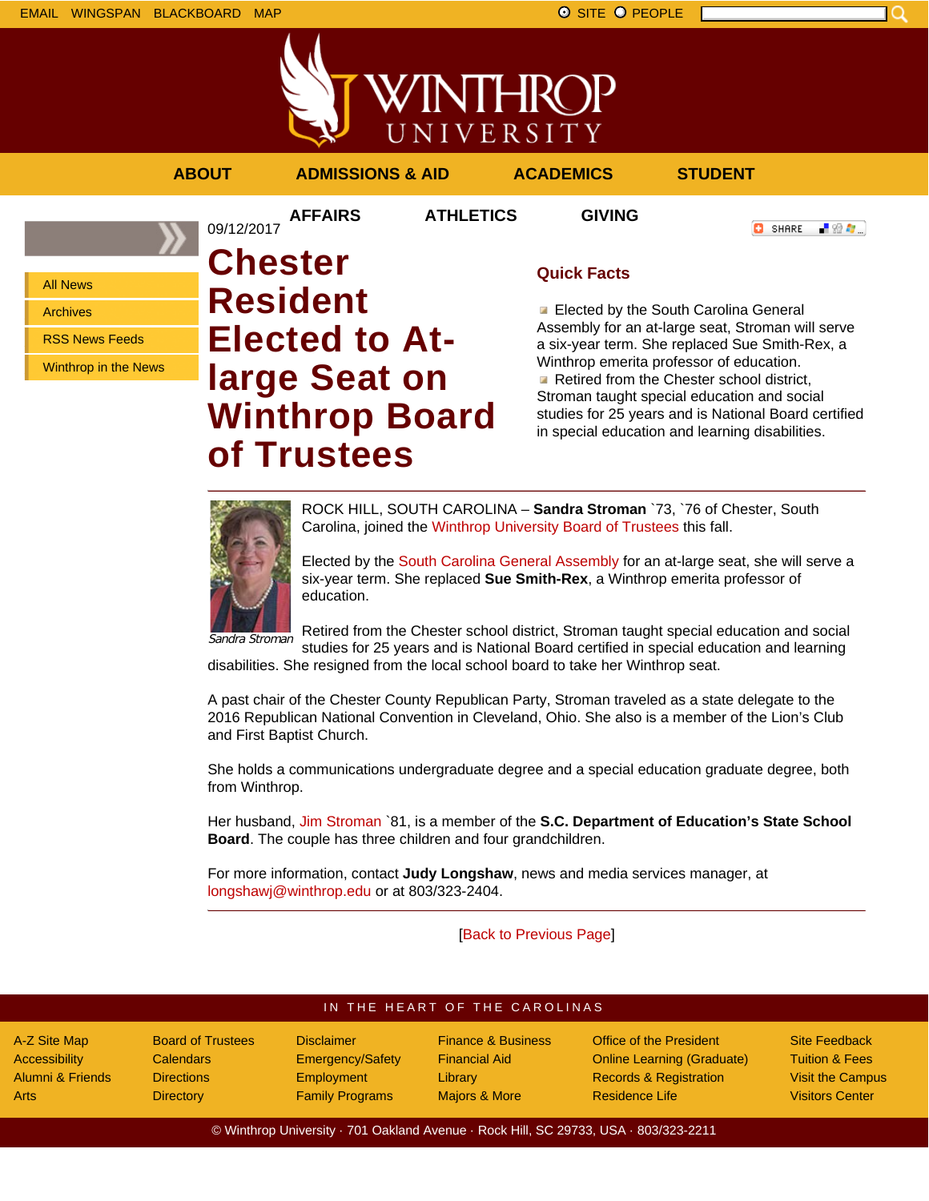EMAIL WINGSPAN BLACKBOARD MAP

SITE PEOPLE

WINTHROP UNIVERSITY

ABOUT ADMISSIONS & AID ACADEMICS STUDENT AFFAIRS ATHLETICS GIVING

- All News
- Archives
- RSS News Feeds
- Winthrop in the News

09/12/2017

# Chester Resident Elected to At-large Seat on Winthrop Board of Trustees

## Quick Facts

- Elected by the South Carolina General Assembly for an at-large seat, Stroman will serve a six-year term. She replaced Sue Smith-Rex, a Winthrop emerita professor of education.
- Retired from the Chester school district, Stroman taught special education and social studies for 25 years and is National Board certified in special education and learning disabilities.

*Sandra Stroman*

ROCK HILL, SOUTH CAROLINA – **Sandra Stroman** `73, `76 of Chester, South Carolina, joined the Winthrop University Board of Trustees this fall.

Elected by the South Carolina General Assembly for an at-large seat, she will serve a six-year term. She replaced **Sue Smith-Rex**, a Winthrop emerita professor of education.

Retired from the Chester school district, Stroman taught special education and social studies for 25 years and is National Board certified in special education and learning disabilities. She resigned from the local school board to take her Winthrop seat.

A past chair of the Chester County Republican Party, Stroman traveled as a state delegate to the 2016 Republican National Convention in Cleveland, Ohio. She also is a member of the Lion's Club and First Baptist Church.

She holds a communications undergraduate degree and a special education graduate degree, both from Winthrop.

Her husband, Jim Stroman `81, is a member of the **S.C. Department of Education's State School Board**. The couple has three children and four grandchildren.

For more information, contact **Judy Longshaw**, news and media services manager, at longshawj@winthrop.edu or at 803/323-2404.

[Back to Previous Page]

IN THE HEART OF THE CAROLINAS

A-Z Site Map · Accessibility · Alumni & Friends · Arts · Board of Trustees · Calendars · Directions · Directory · Disclaimer · Emergency/Safety · Employment · Family Programs · Finance & Business · Financial Aid · Library · Majors & More · Office of the President · Online Learning (Graduate) · Records & Registration · Residence Life · Site Feedback · Tuition & Fees · Visit the Campus · Visitors Center

© Winthrop University · 701 Oakland Avenue · Rock Hill, SC 29733, USA · 803/323-2211